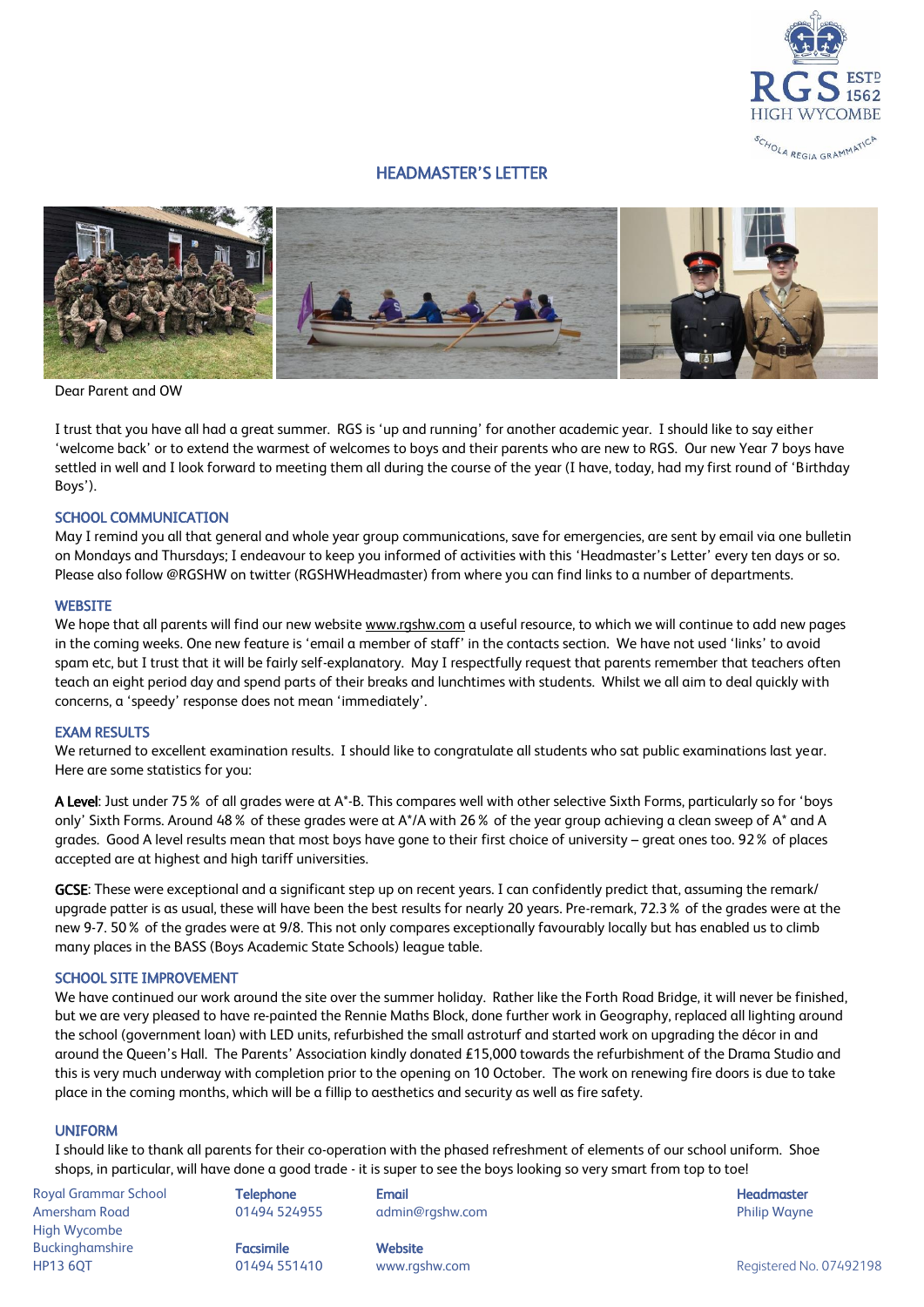# HEADMASTER'S LETTER

Dear Parent and OW

I trust that you have all had a great summer. RGS is 'up and running' for another academic year. I should like to say either 'welcome back' or to extend the warmest of welcomes to boys and their parents who are new to RGS. Our new Year 7 boys have settled in well and I look forward to meeting them all during the course of the year (I have, today, had my first round of 'Birthday Boys').

## SCHOOL COMMUNICATION

May I remind you all that general and whole year group communications, save for emergencies, are sent by email via one bulletin on Mondays and Thursdays; I endeavour to keep you informed of activities with this 'Headmaster's Letter' every ten days or so. Please also follow @RGSHW on twitter (RGSHWHeadmaster) from where you can find links to a number of departments.

## WEBSITE

We hope that all parents will find our new website www.rgshw.com a useful resource, to which we will continue to add new pages in the coming weeks. One new feature is 'email a member of staff' in the contacts section. We have not used 'links' to avoid spam etc, but I trust that it will be fairly self-explanatory. May I respectfully request that parents remember that teachers often teach an eight period day and spend parts of their breaks and lunchtimes with students. Whilst we all aim to deal quickly with concerns, a 'speedy' response does not mean 'immediately'.

## EXAM RESULTS

We returned to excellent examination results. I should like to congratulate all students who sat public examinations last year. Here are some statistics for you:

**A Level**: Just under 75% of all grades were at A*-B. This compares well with other selective Sixth Forms, particularly so for 'boys only' Sixth Forms. Around 48% of these grades were at A*/A with 26% of the year group achieving a clean sweep of A* and A grades. Good A level results mean that most boys have gone to their first choice of university – great ones too. 92% of places accepted are at highest and high tariff universities.

**GCSE**: These were exceptional and a significant step up on recent years. I can confidently predict that, assuming the remark/upgrade patter is as usual, these will have been the best results for nearly 20 years. Pre-remark, 72.3% of the grades were at the new 9-7. 50% of the grades were at 9/8. This not only compares exceptionally favourably locally but has enabled us to climb many places in the BASS (Boys Academic State Schools) league table.

## SCHOOL SITE IMPROVEMENT

We have continued our work around the site over the summer holiday. Rather like the Forth Road Bridge, it will never be finished, but we are very pleased to have re-painted the Rennie Maths Block, done further work in Geography, replaced all lighting around the school (government loan) with LED units, refurbished the small astroturf and started work on upgrading the décor in and around the Queen's Hall. The Parents' Association kindly donated £15,000 towards the refurbishment of the Drama Studio and this is very much underway with completion prior to the opening on 10 October. The work on renewing fire doors is due to take place in the coming months, which will be a fillip to aesthetics and security as well as fire safety.

## UNIFORM

I should like to thank all parents for their co-operation with the phased refreshment of elements of our school uniform. Shoe shops, in particular, will have done a good trade - it is super to see the boys looking so very smart from top to toe!

Royal Grammar School
Amersham Road
High Wycombe
Buckinghamshire
HP13 6QT

**Telephone**
01494 524955

**Facsimile**
01494 551410

**Email**
admin@rgshw.com

**Website**
www.rgshw.com

**Headmaster**
Philip Wayne

Registered No. 07492198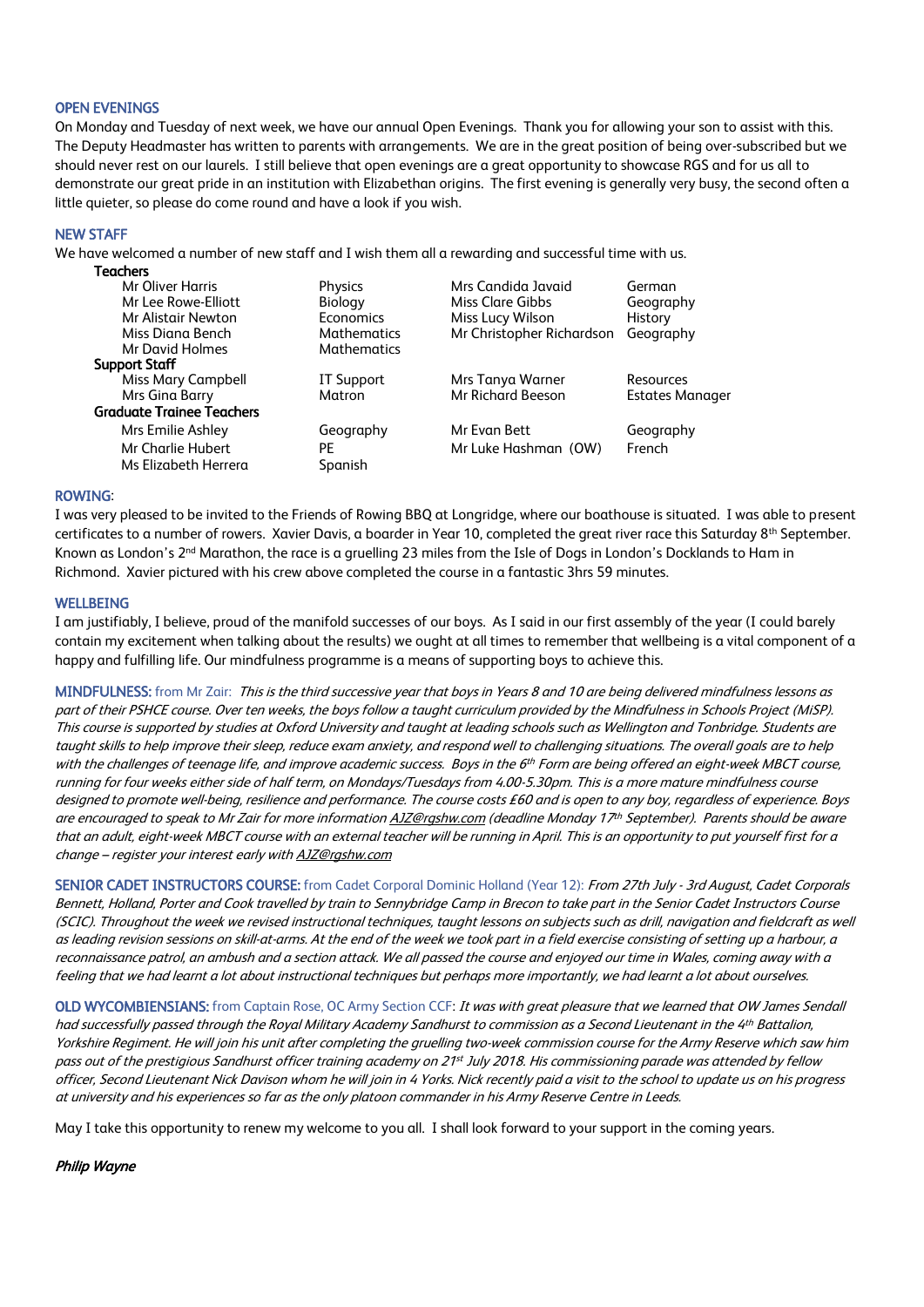## OPEN EVENINGS

On Monday and Tuesday of next week, we have our annual Open Evenings. Thank you for allowing your son to assist with this. The Deputy Headmaster has written to parents with arrangements. We are in the great position of being over-subscribed but we should never rest on our laurels. I still believe that open evenings are a great opportunity to showcase RGS and for us all to demonstrate our great pride in an institution with Elizabethan origins. The first evening is generally very busy, the second often a little quieter, so please do come round and have a look if you wish.

## NEW STAFF

We have welcomed a number of new staff and I wish them all a rewarding and successful time with us.

| | | | |
|---|---|---|---|
| **Teachers** | | | |
| Mr Oliver Harris | Physics | Mrs Candida Javaid | German |
| Mr Lee Rowe-Elliott | Biology | Miss Clare Gibbs | Geography |
| Mr Alistair Newton | Economics | Miss Lucy Wilson | History |
| Miss Diana Bench | Mathematics | Mr Christopher Richardson | Geography |
| Mr David Holmes | Mathematics | | |
| **Support Staff** | | | |
| Miss Mary Campbell | IT Support | Mrs Tanya Warner | Resources |
| Mrs Gina Barry | Matron | Mr Richard Beeson | Estates Manager |
| **Graduate Trainee Teachers** | | | |
| Mrs Emilie Ashley | Geography | Mr Evan Bett | Geography |
| Mr Charlie Hubert | PE | Mr Luke Hashman (OW) | French |
| Ms Elizabeth Herrera | Spanish | | |

## ROWING:

I was very pleased to be invited to the Friends of Rowing BBQ at Longridge, where our boathouse is situated. I was able to present certificates to a number of rowers. Xavier Davis, a boarder in Year 10, completed the great river race this Saturday 8th September. Known as London's 2nd Marathon, the race is a gruelling 23 miles from the Isle of Dogs in London's Docklands to Ham in Richmond. Xavier pictured with his crew above completed the course in a fantastic 3hrs 59 minutes.

## WELLBEING

I am justifiably, I believe, proud of the manifold successes of our boys. As I said in our first assembly of the year (I could barely contain my excitement when talking about the results) we ought at all times to remember that wellbeing is a vital component of a happy and fulfilling life. Our mindfulness programme is a means of supporting boys to achieve this.

**MINDFULNESS:** from Mr Zair: *This is the third successive year that boys in Years 8 and 10 are being delivered mindfulness lessons as part of their PSHCE course. Over ten weeks, the boys follow a taught curriculum provided by the Mindfulness in Schools Project (MiSP). This course is supported by studies at Oxford University and taught at leading schools such as Wellington and Tonbridge. Students are taught skills to help improve their sleep, reduce exam anxiety, and respond well to challenging situations. The overall goals are to help with the challenges of teenage life, and improve academic success. Boys in the 6th Form are being offered an eight-week MBCT course, running for four weeks either side of half term, on Mondays/Tuesdays from 4.00-5.30pm. This is a more mature mindfulness course designed to promote well-being, resilience and performance. The course costs £60 and is open to any boy, regardless of experience. Boys are encouraged to speak to Mr Zair for more information AJZ@rgshw.com (deadline Monday 17th September). Parents should be aware that an adult, eight-week MBCT course with an external teacher will be running in April. This is an opportunity to put yourself first for a change – register your interest early with AJZ@rgshw.com*

**SENIOR CADET INSTRUCTORS COURSE:** from Cadet Corporal Dominic Holland (Year 12): *From 27th July - 3rd August, Cadet Corporals Bennett, Holland, Porter and Cook travelled by train to Sennybridge Camp in Brecon to take part in the Senior Cadet Instructors Course (SCIC). Throughout the week we revised instructional techniques, taught lessons on subjects such as drill, navigation and fieldcraft as well as leading revision sessions on skill-at-arms. At the end of the week we took part in a field exercise consisting of setting up a harbour, a reconnaissance patrol, an ambush and a section attack. We all passed the course and enjoyed our time in Wales, coming away with a feeling that we had learnt a lot about instructional techniques but perhaps more importantly, we had learnt a lot about ourselves.*

**OLD WYCOMBIENSIANS:** from Captain Rose, OC Army Section CCF: *It was with great pleasure that we learned that OW James Sendall had successfully passed through the Royal Military Academy Sandhurst to commission as a Second Lieutenant in the 4th Battalion, Yorkshire Regiment. He will join his unit after completing the gruelling two-week commission course for the Army Reserve which saw him pass out of the prestigious Sandhurst officer training academy on 21st July 2018. His commissioning parade was attended by fellow officer, Second Lieutenant Nick Davison whom he will join in 4 Yorks. Nick recently paid a visit to the school to update us on his progress at university and his experiences so far as the only platoon commander in his Army Reserve Centre in Leeds.*

May I take this opportunity to renew my welcome to you all. I shall look forward to your support in the coming years.

***Philip Wayne***